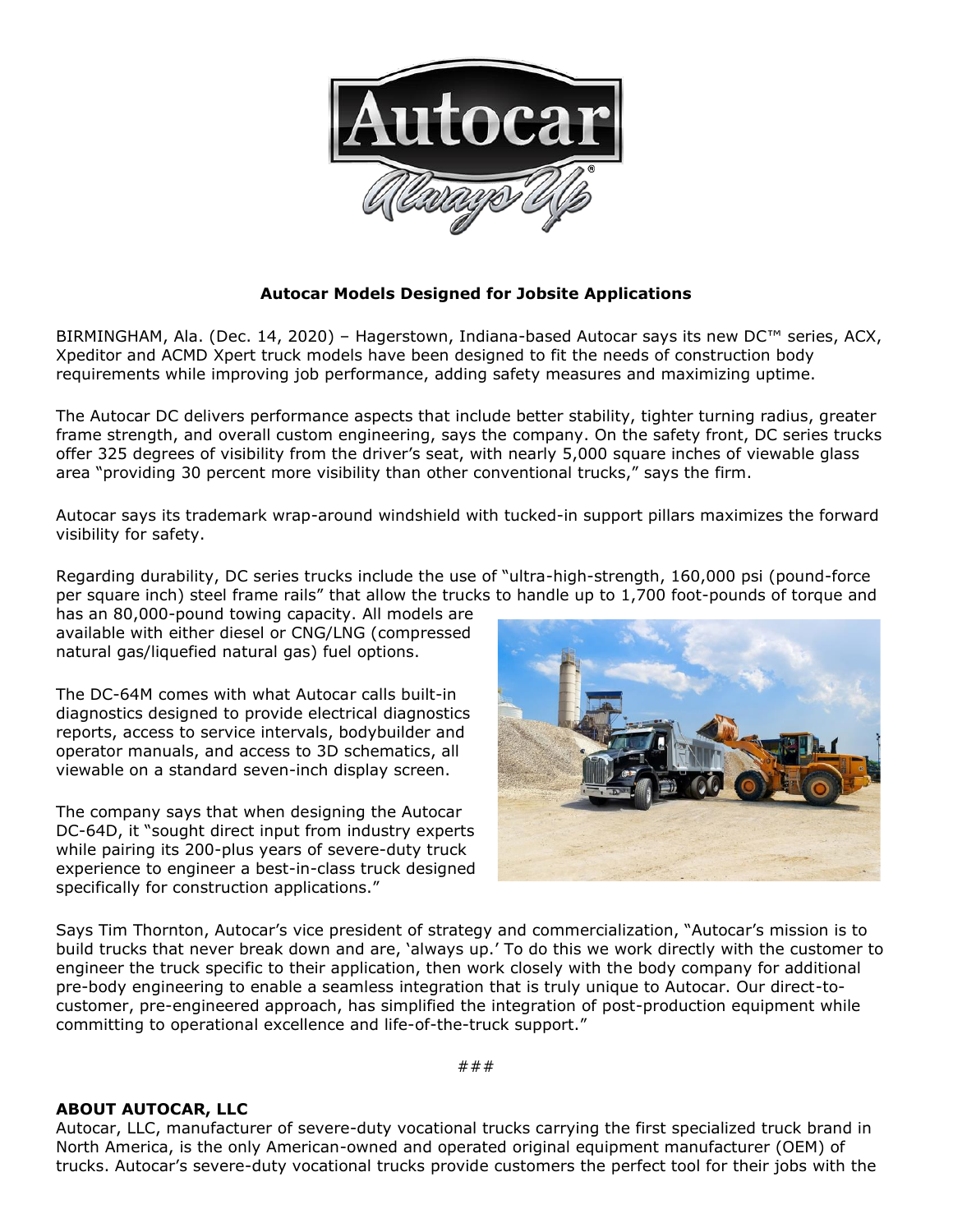# Autocar Models Designed for Jobsite Applications

BIRMINGHAM, Ala. (Dec. 14, 2020) – Hagerstown, Indiana-based Autocar says its new DC™ series, ACX, Xpeditor and ACMD Xpert truck models have been designed to fit the needs of construction body requirements while improving job performance, adding safety measures and maximizing uptime.

The Autocar DC delivers performance aspects that include better stability, tighter turning radius, greater frame strength, and overall custom engineering, says the company. On the safety front, DC series trucks offer 325 degrees of visibility from the driver's seat, with nearly 5,000 square inches of viewable glass area "providing 30 percent more visibility than other conventional trucks," says the firm.

Autocar says its trademark wrap-around windshield with tucked-in support pillars maximizes the forward visibility for safety.

Regarding durability, DC series trucks include the use of "ultra-high-strength, 160,000 psi (pound-force per square inch) steel frame rails" that allow the trucks to handle up to 1,700 foot-pounds of torque and has an 80,000-pound towing capacity. All models are available with either diesel or CNG/LNG (compressed natural gas/liquefied natural gas) fuel options.

The DC-64M comes with what Autocar calls built-in diagnostics designed to provide electrical diagnostics reports, access to service intervals, bodybuilder and operator manuals, and access to 3D schematics, all viewable on a standard seven-inch display screen.

The company says that when designing the Autocar DC-64D, it "sought direct input from industry experts while pairing its 200-plus years of severe-duty truck experience to engineer a best-in-class truck designed specifically for construction applications."

Says Tim Thornton, Autocar's vice president of strategy and commercialization, "Autocar's mission is to build trucks that never break down and are, 'always up.' To do this we work directly with the customer to engineer the truck specific to their application, then work closely with the body company for additional pre-body engineering to enable a seamless integration that is truly unique to Autocar. Our direct-to-customer, pre-engineered approach, has simplified the integration of post-production equipment while committing to operational excellence and life-of-the-truck support."

###

## ABOUT AUTOCAR, LLC

Autocar, LLC, manufacturer of severe-duty vocational trucks carrying the first specialized truck brand in North America, is the only American-owned and operated original equipment manufacturer (OEM) of trucks. Autocar's severe-duty vocational trucks provide customers the perfect tool for their jobs with the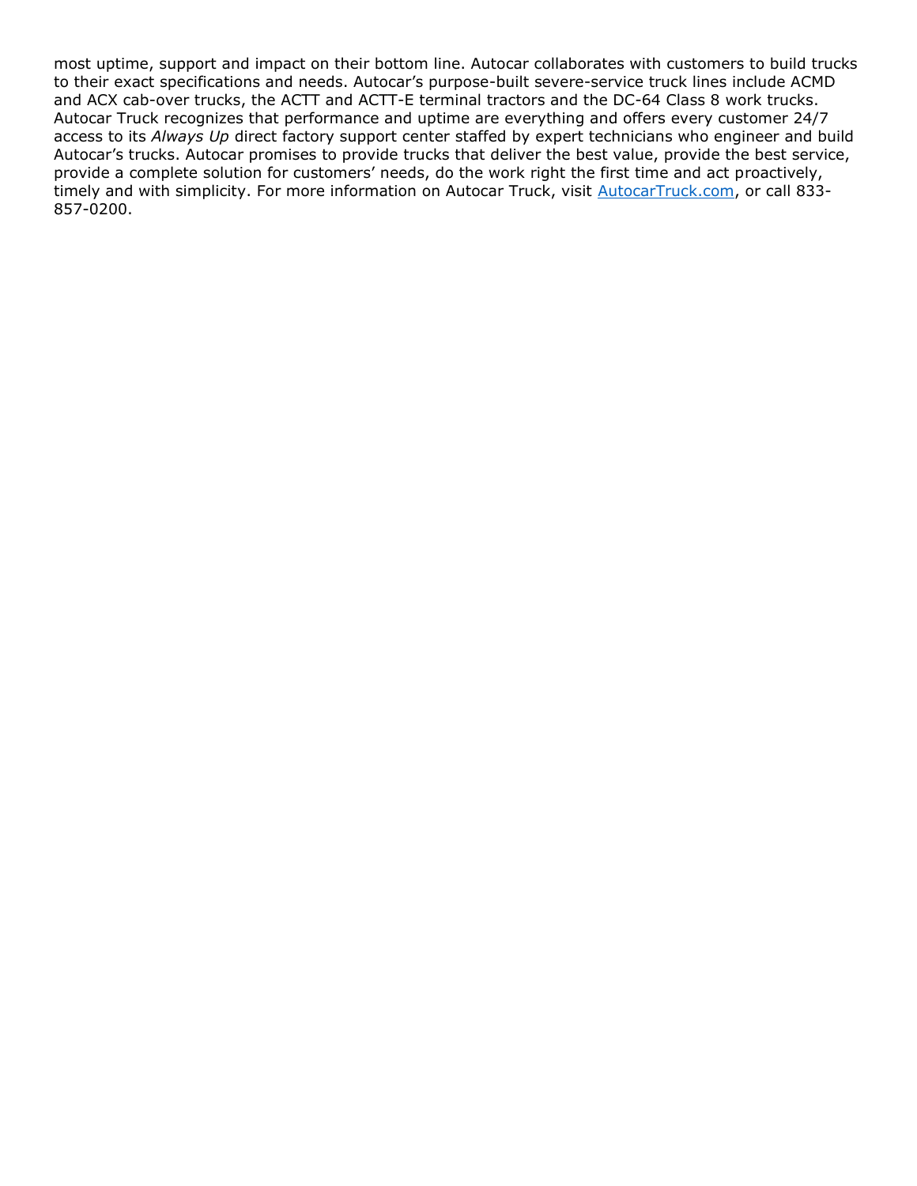most uptime, support and impact on their bottom line. Autocar collaborates with customers to build trucks to their exact specifications and needs. Autocar's purpose-built severe-service truck lines include ACMD and ACX cab-over trucks, the ACTT and ACTT-E terminal tractors and the DC-64 Class 8 work trucks. Autocar Truck recognizes that performance and uptime are everything and offers every customer 24/7 access to its *Always Up* direct factory support center staffed by expert technicians who engineer and build Autocar's trucks. Autocar promises to provide trucks that deliver the best value, provide the best service, provide a complete solution for customers' needs, do the work right the first time and act proactively, timely and with simplicity. For more information on Autocar Truck, visit [AutocarTruck.com](AutocarTruck.com), or call 833-857-0200.